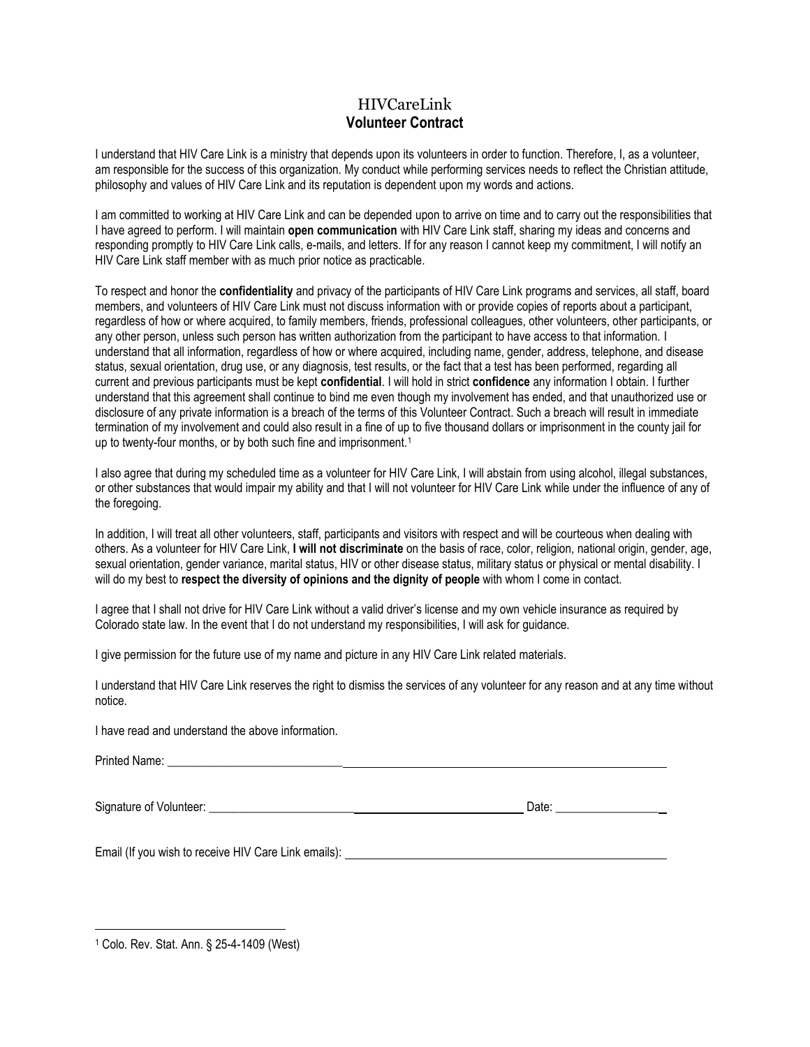# HIVCareLink
## Volunteer Contract

I understand that HIV Care Link is a ministry that depends upon its volunteers in order to function. Therefore, I, as a volunteer, am responsible for the success of this organization. My conduct while performing services needs to reflect the Christian attitude, philosophy and values of HIV Care Link and its reputation is dependent upon my words and actions.

I am committed to working at HIV Care Link and can be depended upon to arrive on time and to carry out the responsibilities that I have agreed to perform. I will maintain **open communication** with HIV Care Link staff, sharing my ideas and concerns and responding promptly to HIV Care Link calls, e-mails, and letters. If for any reason I cannot keep my commitment, I will notify an HIV Care Link staff member with as much prior notice as practicable.

To respect and honor the **confidentiality** and privacy of the participants of HIV Care Link programs and services, all staff, board members, and volunteers of HIV Care Link must not discuss information with or provide copies of reports about a participant, regardless of how or where acquired, to family members, friends, professional colleagues, other volunteers, other participants, or any other person, unless such person has written authorization from the participant to have access to that information. I understand that all information, regardless of how or where acquired, including name, gender, address, telephone, and disease status, sexual orientation, drug use, or any diagnosis, test results, or the fact that a test has been performed, regarding all current and previous participants must be kept **confidential**. I will hold in strict **confidence** any information I obtain. I further understand that this agreement shall continue to bind me even though my involvement has ended, and that unauthorized use or disclosure of any private information is a breach of the terms of this Volunteer Contract. Such a breach will result in immediate termination of my involvement and could also result in a fine of up to five thousand dollars or imprisonment in the county jail for up to twenty-four months, or by both such fine and imprisonment.[1]

I also agree that during my scheduled time as a volunteer for HIV Care Link, I will abstain from using alcohol, illegal substances, or other substances that would impair my ability and that I will not volunteer for HIV Care Link while under the influence of any of the foregoing.

In addition, I will treat all other volunteers, staff, participants and visitors with respect and will be courteous when dealing with others. As a volunteer for HIV Care Link, **I will not discriminate** on the basis of race, color, religion, national origin, gender, age, sexual orientation, gender variance, marital status, HIV or other disease status, military status or physical or mental disability. I will do my best to **respect the diversity of opinions and the dignity of people** with whom I come in contact.

I agree that I shall not drive for HIV Care Link without a valid driver's license and my own vehicle insurance as required by Colorado state law. In the event that I do not understand my responsibilities, I will ask for guidance.

I give permission for the future use of my name and picture in any HIV Care Link related materials.

I understand that HIV Care Link reserves the right to dismiss the services of any volunteer for any reason and at any time without notice.

I have read and understand the above information.

Printed Name: ______________________________________________

Signature of Volunteer: ______________________________ Date: ________________

Email (If you wish to receive HIV Care Link emails): ______________________________

---

[1] Colo. Rev. Stat. Ann. § 25-4-1409 (West)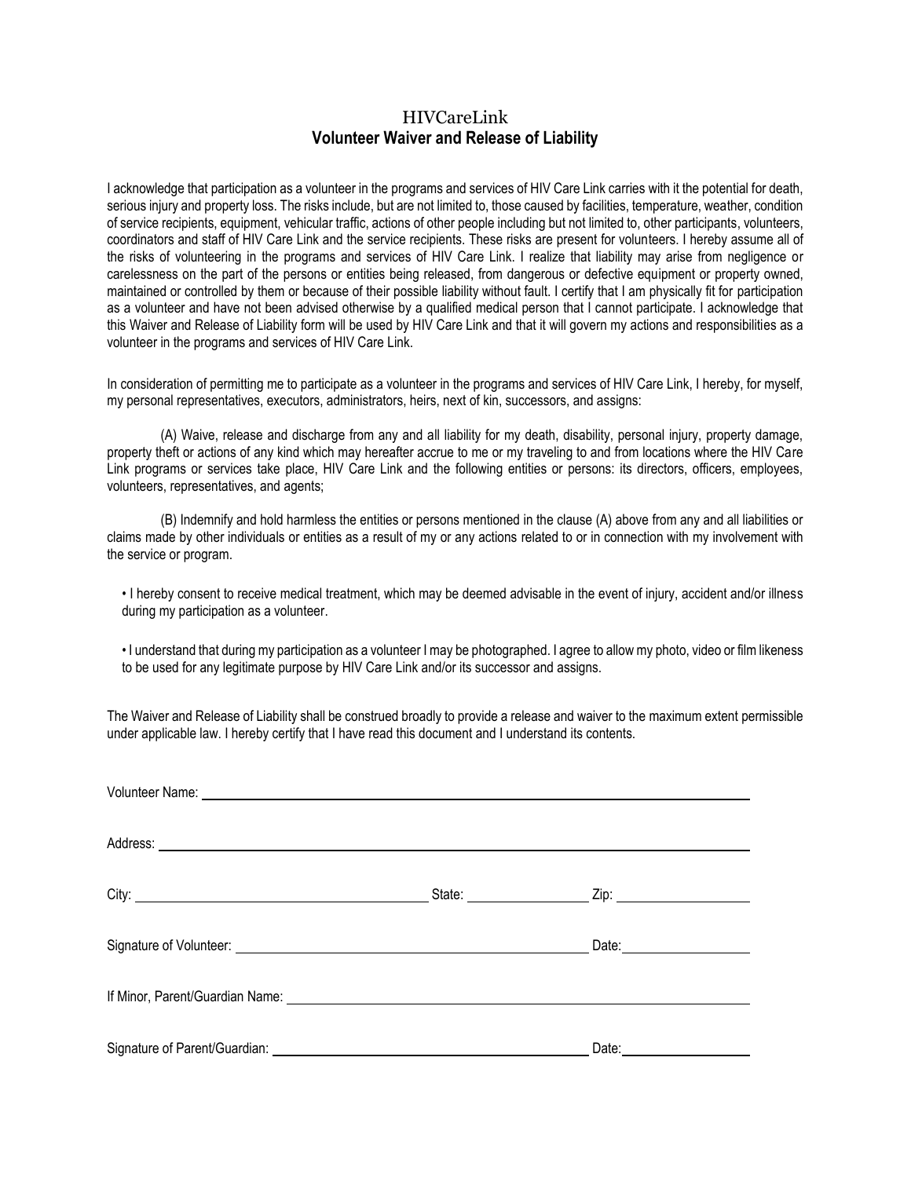# HIVCareLink

## Volunteer Waiver and Release of Liability

I acknowledge that participation as a volunteer in the programs and services of HIV Care Link carries with it the potential for death, serious injury and property loss. The risks include, but are not limited to, those caused by facilities, temperature, weather, condition of service recipients, equipment, vehicular traffic, actions of other people including but not limited to, other participants, volunteers, coordinators and staff of HIV Care Link and the service recipients. These risks are present for volunteers. I hereby assume all of the risks of volunteering in the programs and services of HIV Care Link. I realize that liability may arise from negligence or carelessness on the part of the persons or entities being released, from dangerous or defective equipment or property owned, maintained or controlled by them or because of their possible liability without fault. I certify that I am physically fit for participation as a volunteer and have not been advised otherwise by a qualified medical person that I cannot participate. I acknowledge that this Waiver and Release of Liability form will be used by HIV Care Link and that it will govern my actions and responsibilities as a volunteer in the programs and services of HIV Care Link.

In consideration of permitting me to participate as a volunteer in the programs and services of HIV Care Link, I hereby, for myself, my personal representatives, executors, administrators, heirs, next of kin, successors, and assigns:

(A) Waive, release and discharge from any and all liability for my death, disability, personal injury, property damage, property theft or actions of any kind which may hereafter accrue to me or my traveling to and from locations where the HIV Care Link programs or services take place, HIV Care Link and the following entities or persons: its directors, officers, employees, volunteers, representatives, and agents;

(B) Indemnify and hold harmless the entities or persons mentioned in the clause (A) above from any and all liabilities or claims made by other individuals or entities as a result of my or any actions related to or in connection with my involvement with the service or program.

- I hereby consent to receive medical treatment, which may be deemed advisable in the event of injury, accident and/or illness during my participation as a volunteer.

- I understand that during my participation as a volunteer I may be photographed. I agree to allow my photo, video or film likeness to be used for any legitimate purpose by HIV Care Link and/or its successor and assigns.

The Waiver and Release of Liability shall be construed broadly to provide a release and waiver to the maximum extent permissible under applicable law. I hereby certify that I have read this document and I understand its contents.

Volunteer Name: ______________________________

Address: ______________________________

City: ____________________ State: __________ Zip: __________

Signature of Volunteer: ______________________________ Date: __________

If Minor, Parent/Guardian Name: ______________________________

Signature of Parent/Guardian: ______________________________ Date: __________